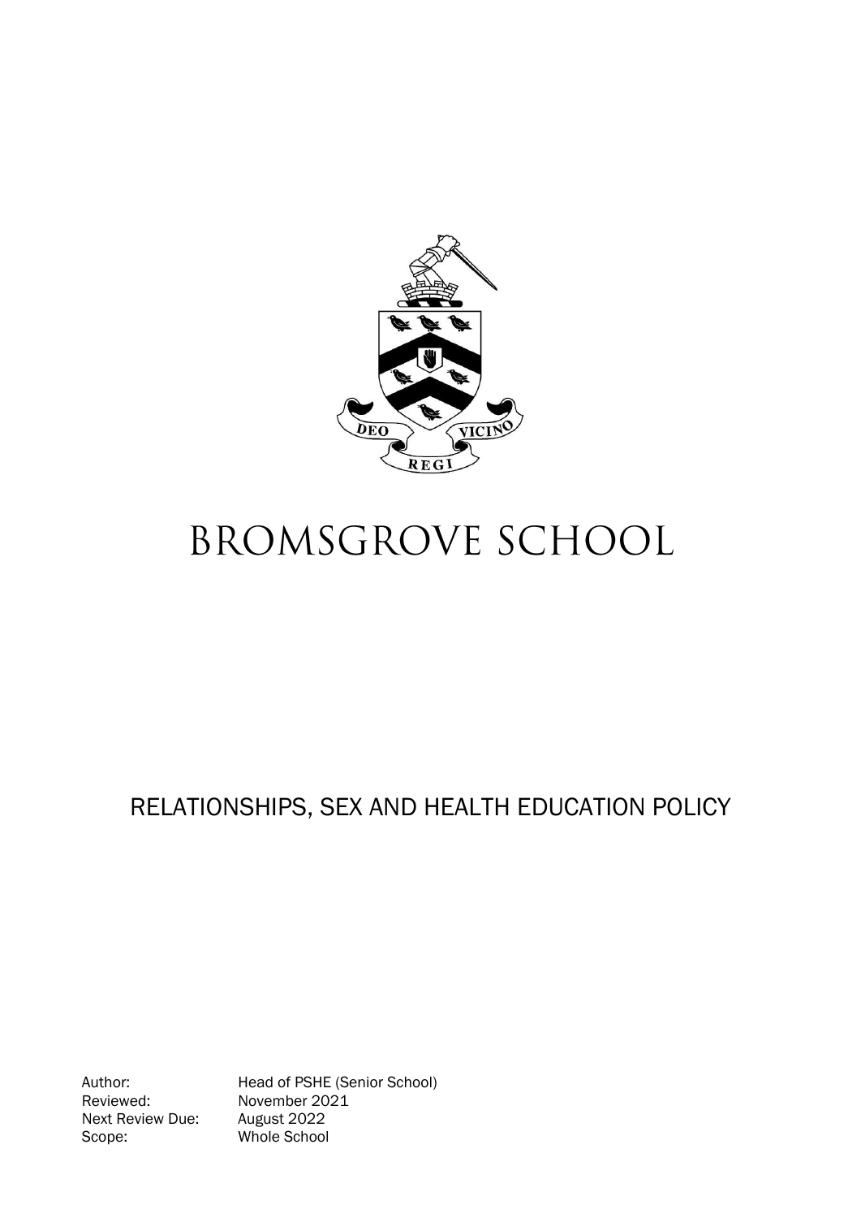# BROMSGROVE SCHOOL

## RELATIONSHIPS, SEX AND HEALTH EDUCATION POLICY

| | |
|---|---|
| Author: | Head of PSHE (Senior School) |
| Reviewed: | November 2021 |
| Next Review Due: | August 2022 |
| Scope: | Whole School |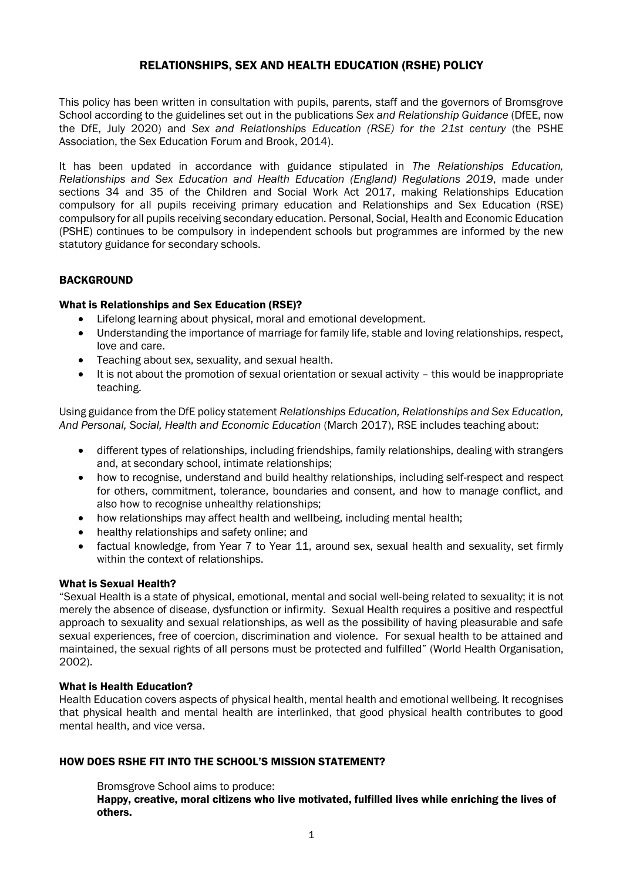# RELATIONSHIPS, SEX AND HEALTH EDUCATION (RSHE) POLICY

This policy has been written in consultation with pupils, parents, staff and the governors of Bromsgrove School according to the guidelines set out in the publications *Sex and Relationship Guidance* (DfEE, now the DfE, July 2020) and *Sex and Relationships Education (RSE) for the 21st century* (the PSHE Association, the Sex Education Forum and Brook, 2014).

It has been updated in accordance with guidance stipulated in *The Relationships Education, Relationships and Sex Education and Health Education (England) Regulations 2019*, made under sections 34 and 35 of the Children and Social Work Act 2017, making Relationships Education compulsory for all pupils receiving primary education and Relationships and Sex Education (RSE) compulsory for all pupils receiving secondary education. Personal, Social, Health and Economic Education (PSHE) continues to be compulsory in independent schools but programmes are informed by the new statutory guidance for secondary schools.

## BACKGROUND

### What is Relationships and Sex Education (RSE)?

- Lifelong learning about physical, moral and emotional development.
- Understanding the importance of marriage for family life, stable and loving relationships, respect, love and care.
- Teaching about sex, sexuality, and sexual health.
- It is not about the promotion of sexual orientation or sexual activity – this would be inappropriate teaching.

Using guidance from the DfE policy statement *Relationships Education, Relationships and Sex Education, And Personal, Social, Health and Economic Education* (March 2017), RSE includes teaching about:

- different types of relationships, including friendships, family relationships, dealing with strangers and, at secondary school, intimate relationships;
- how to recognise, understand and build healthy relationships, including self-respect and respect for others, commitment, tolerance, boundaries and consent, and how to manage conflict, and also how to recognise unhealthy relationships;
- how relationships may affect health and wellbeing, including mental health;
- healthy relationships and safety online; and
- factual knowledge, from Year 7 to Year 11, around sex, sexual health and sexuality, set firmly within the context of relationships.

### What is Sexual Health?

"Sexual Health is a state of physical, emotional, mental and social well-being related to sexuality; it is not merely the absence of disease, dysfunction or infirmity. Sexual Health requires a positive and respectful approach to sexuality and sexual relationships, as well as the possibility of having pleasurable and safe sexual experiences, free of coercion, discrimination and violence. For sexual health to be attained and maintained, the sexual rights of all persons must be protected and fulfilled" (World Health Organisation, 2002).

### What is Health Education?

Health Education covers aspects of physical health, mental health and emotional wellbeing. It recognises that physical health and mental health are interlinked, that good physical health contributes to good mental health, and vice versa.

## HOW DOES RSHE FIT INTO THE SCHOOL'S MISSION STATEMENT?

Bromsgrove School aims to produce:
**Happy, creative, moral citizens who live motivated, fulfilled lives while enriching the lives of others.**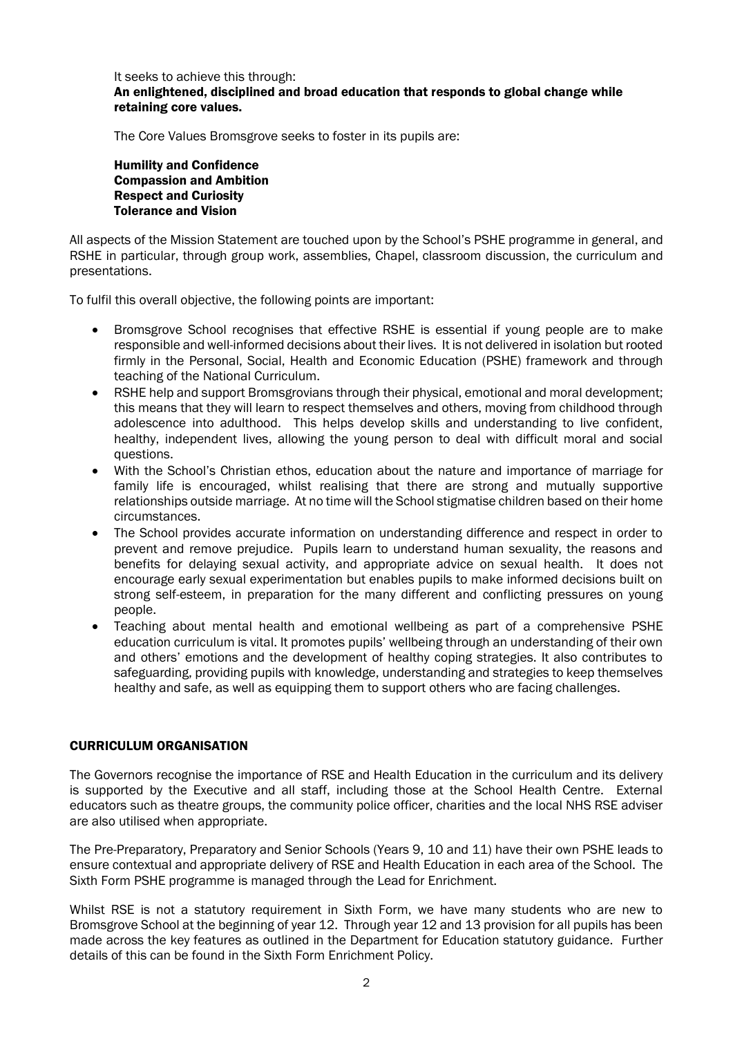It seeks to achieve this through:
**An enlightened, disciplined and broad education that responds to global change while retaining core values.**

The Core Values Bromsgrove seeks to foster in its pupils are:

**Humility and Confidence**
**Compassion and Ambition**
**Respect and Curiosity**
**Tolerance and Vision**

All aspects of the Mission Statement are touched upon by the School's PSHE programme in general, and RSHE in particular, through group work, assemblies, Chapel, classroom discussion, the curriculum and presentations.

To fulfil this overall objective, the following points are important:

- Bromsgrove School recognises that effective RSHE is essential if young people are to make responsible and well-informed decisions about their lives. It is not delivered in isolation but rooted firmly in the Personal, Social, Health and Economic Education (PSHE) framework and through teaching of the National Curriculum.
- RSHE help and support Bromsgrovians through their physical, emotional and moral development; this means that they will learn to respect themselves and others, moving from childhood through adolescence into adulthood. This helps develop skills and understanding to live confident, healthy, independent lives, allowing the young person to deal with difficult moral and social questions.
- With the School's Christian ethos, education about the nature and importance of marriage for family life is encouraged, whilst realising that there are strong and mutually supportive relationships outside marriage. At no time will the School stigmatise children based on their home circumstances.
- The School provides accurate information on understanding difference and respect in order to prevent and remove prejudice. Pupils learn to understand human sexuality, the reasons and benefits for delaying sexual activity, and appropriate advice on sexual health. It does not encourage early sexual experimentation but enables pupils to make informed decisions built on strong self-esteem, in preparation for the many different and conflicting pressures on young people.
- Teaching about mental health and emotional wellbeing as part of a comprehensive PSHE education curriculum is vital. It promotes pupils' wellbeing through an understanding of their own and others' emotions and the development of healthy coping strategies. It also contributes to safeguarding, providing pupils with knowledge, understanding and strategies to keep themselves healthy and safe, as well as equipping them to support others who are facing challenges.

## CURRICULUM ORGANISATION

The Governors recognise the importance of RSE and Health Education in the curriculum and its delivery is supported by the Executive and all staff, including those at the School Health Centre. External educators such as theatre groups, the community police officer, charities and the local NHS RSE adviser are also utilised when appropriate.

The Pre-Preparatory, Preparatory and Senior Schools (Years 9, 10 and 11) have their own PSHE leads to ensure contextual and appropriate delivery of RSE and Health Education in each area of the School. The Sixth Form PSHE programme is managed through the Lead for Enrichment.

Whilst RSE is not a statutory requirement in Sixth Form, we have many students who are new to Bromsgrove School at the beginning of year 12. Through year 12 and 13 provision for all pupils has been made across the key features as outlined in the Department for Education statutory guidance. Further details of this can be found in the Sixth Form Enrichment Policy.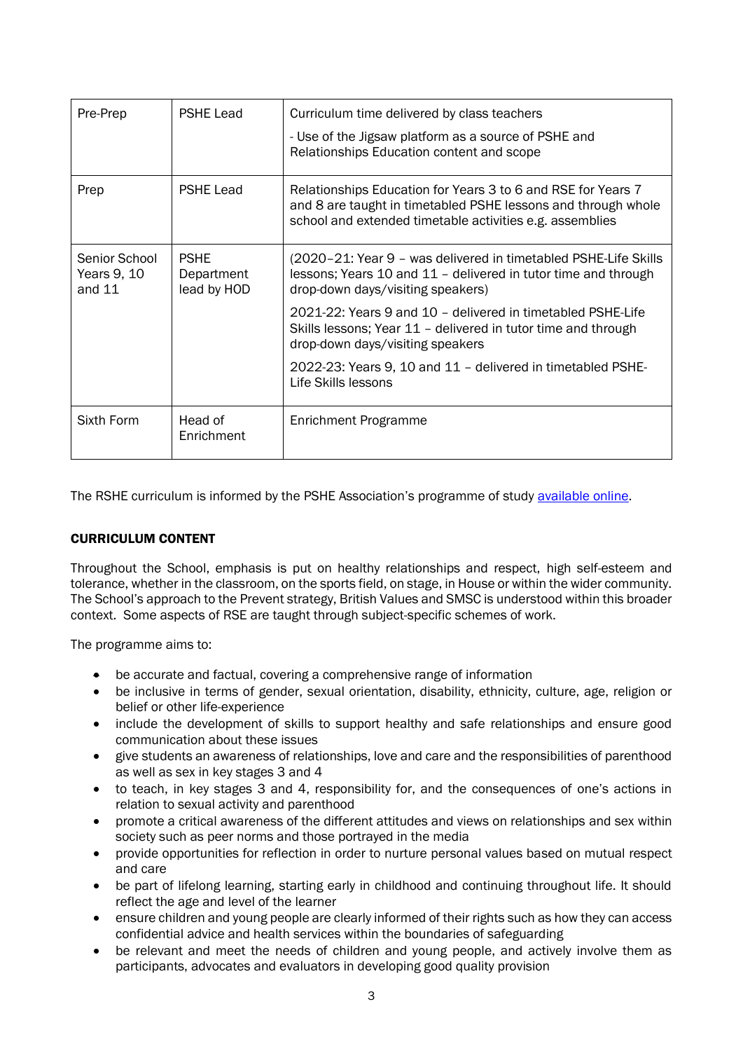| Pre-Prep | PSHE Lead | Curriculum time delivered by class teachers<br>- Use of the Jigsaw platform as a source of PSHE and Relationships Education content and scope |
|---|---|---|
| Prep | PSHE Lead | Relationships Education for Years 3 to 6 and RSE for Years 7 and 8 are taught in timetabled PSHE lessons and through whole school and extended timetable activities e.g. assemblies |
| Senior School Years 9, 10 and 11 | PSHE Department lead by HOD | (2020–21: Year 9 – was delivered in timetabled PSHE-Life Skills lessons; Years 10 and 11 – delivered in tutor time and through drop-down days/visiting speakers)<br>2021-22: Years 9 and 10 – delivered in timetabled PSHE-Life Skills lessons; Year 11 – delivered in tutor time and through drop-down days/visiting speakers<br>2022-23: Years 9, 10 and 11 – delivered in timetabled PSHE-Life Skills lessons |
| Sixth Form | Head of Enrichment | Enrichment Programme |

The RSHE curriculum is informed by the PSHE Association's programme of study available online.

## CURRICULUM CONTENT

Throughout the School, emphasis is put on healthy relationships and respect, high self-esteem and tolerance, whether in the classroom, on the sports field, on stage, in House or within the wider community. The School's approach to the Prevent strategy, British Values and SMSC is understood within this broader context. Some aspects of RSE are taught through subject-specific schemes of work.

The programme aims to:

- be accurate and factual, covering a comprehensive range of information
- be inclusive in terms of gender, sexual orientation, disability, ethnicity, culture, age, religion or belief or other life-experience
- include the development of skills to support healthy and safe relationships and ensure good communication about these issues
- give students an awareness of relationships, love and care and the responsibilities of parenthood as well as sex in key stages 3 and 4
- to teach, in key stages 3 and 4, responsibility for, and the consequences of one's actions in relation to sexual activity and parenthood
- promote a critical awareness of the different attitudes and views on relationships and sex within society such as peer norms and those portrayed in the media
- provide opportunities for reflection in order to nurture personal values based on mutual respect and care
- be part of lifelong learning, starting early in childhood and continuing throughout life. It should reflect the age and level of the learner
- ensure children and young people are clearly informed of their rights such as how they can access confidential advice and health services within the boundaries of safeguarding
- be relevant and meet the needs of children and young people, and actively involve them as participants, advocates and evaluators in developing good quality provision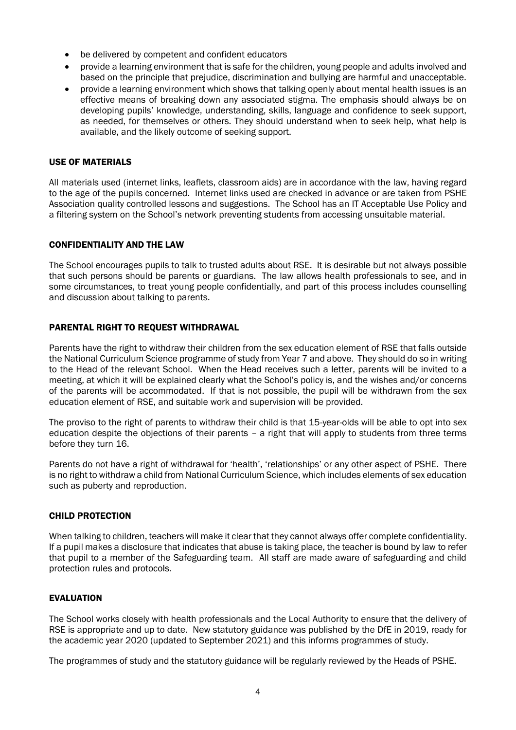- be delivered by competent and confident educators
- provide a learning environment that is safe for the children, young people and adults involved and based on the principle that prejudice, discrimination and bullying are harmful and unacceptable.
- provide a learning environment which shows that talking openly about mental health issues is an effective means of breaking down any associated stigma. The emphasis should always be on developing pupils' knowledge, understanding, skills, language and confidence to seek support, as needed, for themselves or others. They should understand when to seek help, what help is available, and the likely outcome of seeking support.

## USE OF MATERIALS

All materials used (internet links, leaflets, classroom aids) are in accordance with the law, having regard to the age of the pupils concerned. Internet links used are checked in advance or are taken from PSHE Association quality controlled lessons and suggestions. The School has an IT Acceptable Use Policy and a filtering system on the School's network preventing students from accessing unsuitable material.

## CONFIDENTIALITY AND THE LAW

The School encourages pupils to talk to trusted adults about RSE. It is desirable but not always possible that such persons should be parents or guardians. The law allows health professionals to see, and in some circumstances, to treat young people confidentially, and part of this process includes counselling and discussion about talking to parents.

## PARENTAL RIGHT TO REQUEST WITHDRAWAL

Parents have the right to withdraw their children from the sex education element of RSE that falls outside the National Curriculum Science programme of study from Year 7 and above. They should do so in writing to the Head of the relevant School. When the Head receives such a letter, parents will be invited to a meeting, at which it will be explained clearly what the School's policy is, and the wishes and/or concerns of the parents will be accommodated. If that is not possible, the pupil will be withdrawn from the sex education element of RSE, and suitable work and supervision will be provided.

The proviso to the right of parents to withdraw their child is that 15-year-olds will be able to opt into sex education despite the objections of their parents – a right that will apply to students from three terms before they turn 16.

Parents do not have a right of withdrawal for 'health', 'relationships' or any other aspect of PSHE. There is no right to withdraw a child from National Curriculum Science, which includes elements of sex education such as puberty and reproduction.

## CHILD PROTECTION

When talking to children, teachers will make it clear that they cannot always offer complete confidentiality. If a pupil makes a disclosure that indicates that abuse is taking place, the teacher is bound by law to refer that pupil to a member of the Safeguarding team. All staff are made aware of safeguarding and child protection rules and protocols.

## EVALUATION

The School works closely with health professionals and the Local Authority to ensure that the delivery of RSE is appropriate and up to date. New statutory guidance was published by the DfE in 2019, ready for the academic year 2020 (updated to September 2021) and this informs programmes of study.

The programmes of study and the statutory guidance will be regularly reviewed by the Heads of PSHE.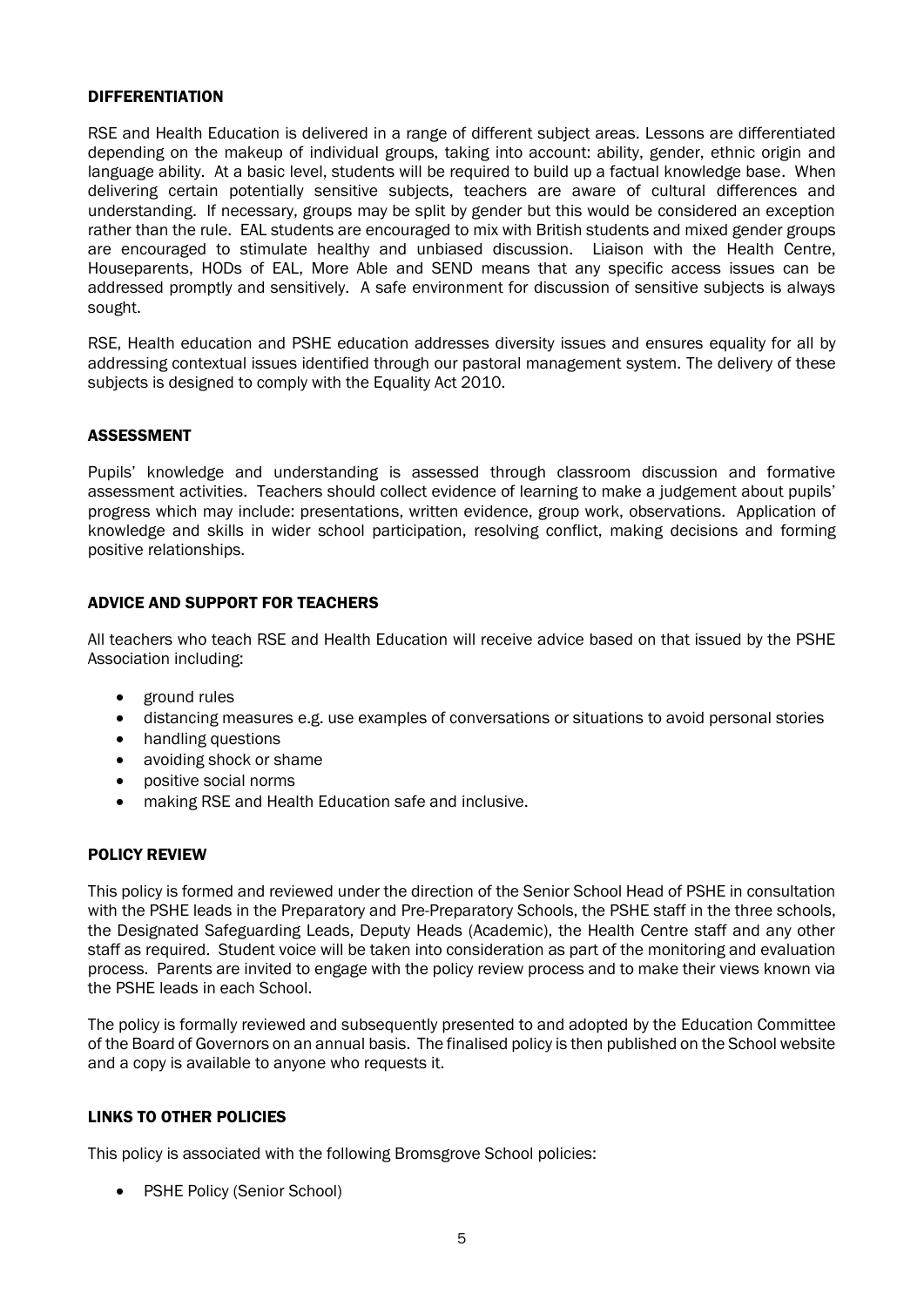## DIFFERENTIATION

RSE and Health Education is delivered in a range of different subject areas. Lessons are differentiated depending on the makeup of individual groups, taking into account: ability, gender, ethnic origin and language ability. At a basic level, students will be required to build up a factual knowledge base. When delivering certain potentially sensitive subjects, teachers are aware of cultural differences and understanding. If necessary, groups may be split by gender but this would be considered an exception rather than the rule. EAL students are encouraged to mix with British students and mixed gender groups are encouraged to stimulate healthy and unbiased discussion. Liaison with the Health Centre, Houseparents, HODs of EAL, More Able and SEND means that any specific access issues can be addressed promptly and sensitively. A safe environment for discussion of sensitive subjects is always sought.

RSE, Health education and PSHE education addresses diversity issues and ensures equality for all by addressing contextual issues identified through our pastoral management system. The delivery of these subjects is designed to comply with the Equality Act 2010.

## ASSESSMENT

Pupils' knowledge and understanding is assessed through classroom discussion and formative assessment activities. Teachers should collect evidence of learning to make a judgement about pupils' progress which may include: presentations, written evidence, group work, observations. Application of knowledge and skills in wider school participation, resolving conflict, making decisions and forming positive relationships.

## ADVICE AND SUPPORT FOR TEACHERS

All teachers who teach RSE and Health Education will receive advice based on that issued by the PSHE Association including:

- ground rules
- distancing measures e.g. use examples of conversations or situations to avoid personal stories
- handling questions
- avoiding shock or shame
- positive social norms
- making RSE and Health Education safe and inclusive.

## POLICY REVIEW

This policy is formed and reviewed under the direction of the Senior School Head of PSHE in consultation with the PSHE leads in the Preparatory and Pre-Preparatory Schools, the PSHE staff in the three schools, the Designated Safeguarding Leads, Deputy Heads (Academic), the Health Centre staff and any other staff as required. Student voice will be taken into consideration as part of the monitoring and evaluation process. Parents are invited to engage with the policy review process and to make their views known via the PSHE leads in each School.

The policy is formally reviewed and subsequently presented to and adopted by the Education Committee of the Board of Governors on an annual basis. The finalised policy is then published on the School website and a copy is available to anyone who requests it.

## LINKS TO OTHER POLICIES

This policy is associated with the following Bromsgrove School policies:

- PSHE Policy (Senior School)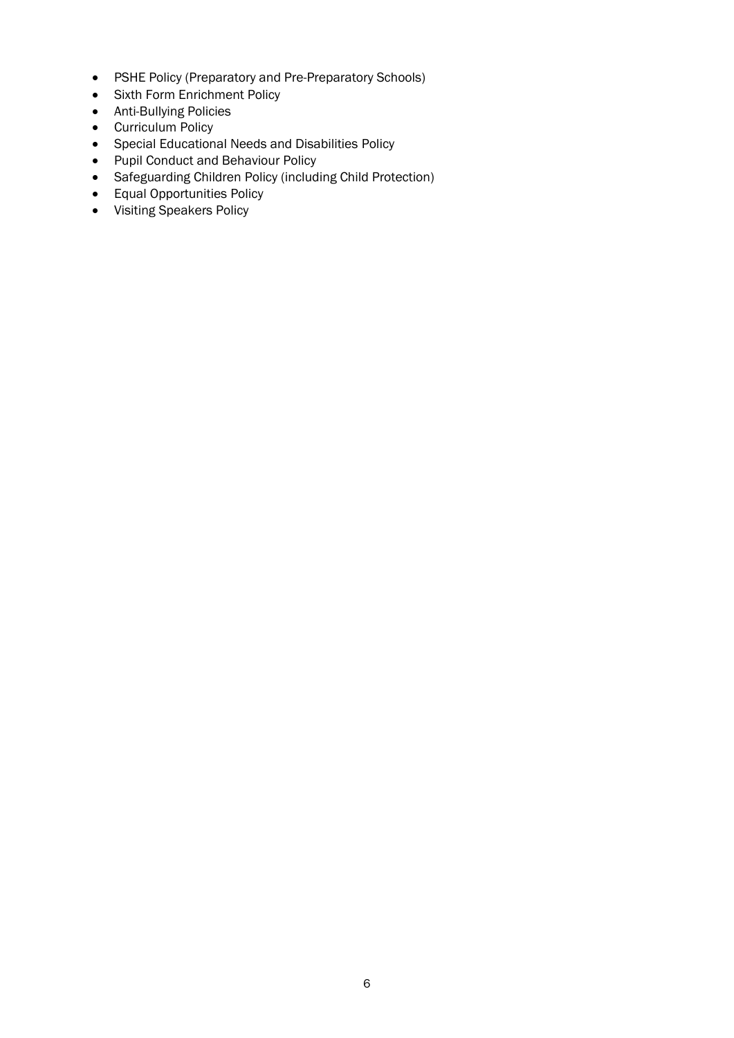- PSHE Policy (Preparatory and Pre-Preparatory Schools)
- Sixth Form Enrichment Policy
- Anti-Bullying Policies
- Curriculum Policy
- Special Educational Needs and Disabilities Policy
- Pupil Conduct and Behaviour Policy
- Safeguarding Children Policy (including Child Protection)
- Equal Opportunities Policy
- Visiting Speakers Policy